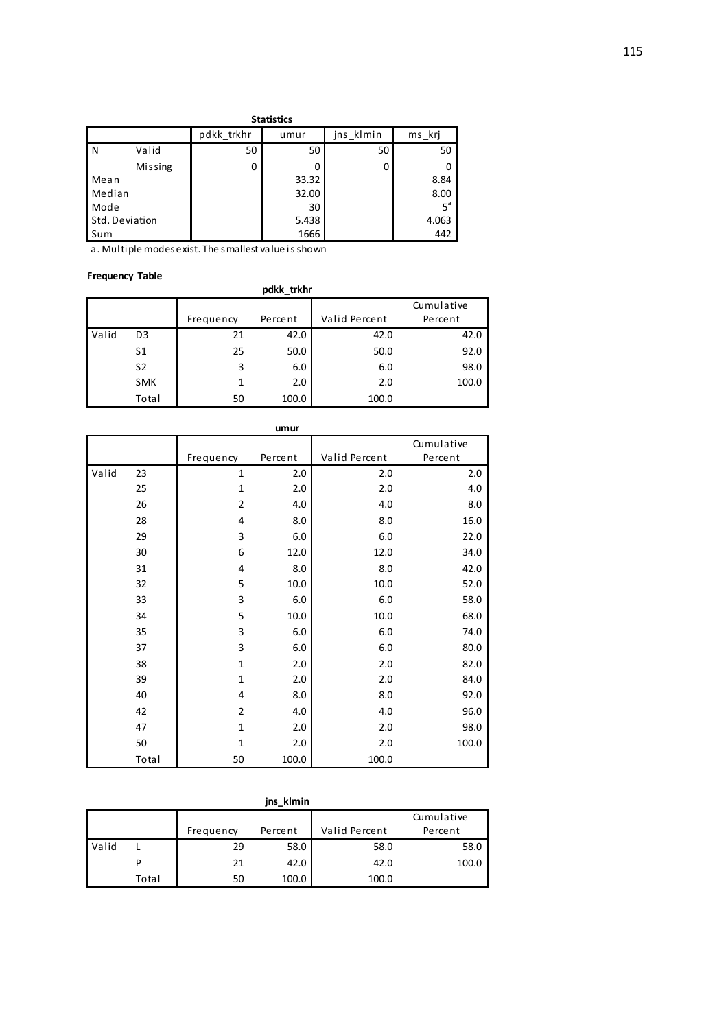**Statistics**

| | | pdkk_trkhr | umur | jns_klmin | ms_krj |
|---|---|---|---|---|---|
| N | Valid | 50 | 50 | 50 | 50 |
| | Missing | 0 | 0 | 0 | 0 |
| Mean | | | 33.32 | | 8.84 |
| Median | | | 32.00 | | 8.00 |
| Mode | | | 30 | | 5[a] |
| Std. Deviation | | | 5.438 | | 4.063 |
| Sum | | | 1666 | | 442 |

a. Multiple modes exist. The smallest value is shown

**Frequency Table**

**pdkk_trkhr**

| | | Frequency | Percent | Valid Percent | Cumulative Percent |
|---|---|---|---|---|---|
| Valid | D3 | 21 | 42.0 | 42.0 | 42.0 |
| | S1 | 25 | 50.0 | 50.0 | 92.0 |
| | S2 | 3 | 6.0 | 6.0 | 98.0 |
| | SMK | 1 | 2.0 | 2.0 | 100.0 |
| | Total | 50 | 100.0 | 100.0 | |

**umur**

| | | Frequency | Percent | Valid Percent | Cumulative Percent |
|---|---|---|---|---|---|
| Valid | 23 | 1 | 2.0 | 2.0 | 2.0 |
| | 25 | 1 | 2.0 | 2.0 | 4.0 |
| | 26 | 2 | 4.0 | 4.0 | 8.0 |
| | 28 | 4 | 8.0 | 8.0 | 16.0 |
| | 29 | 3 | 6.0 | 6.0 | 22.0 |
| | 30 | 6 | 12.0 | 12.0 | 34.0 |
| | 31 | 4 | 8.0 | 8.0 | 42.0 |
| | 32 | 5 | 10.0 | 10.0 | 52.0 |
| | 33 | 3 | 6.0 | 6.0 | 58.0 |
| | 34 | 5 | 10.0 | 10.0 | 68.0 |
| | 35 | 3 | 6.0 | 6.0 | 74.0 |
| | 37 | 3 | 6.0 | 6.0 | 80.0 |
| | 38 | 1 | 2.0 | 2.0 | 82.0 |
| | 39 | 1 | 2.0 | 2.0 | 84.0 |
| | 40 | 4 | 8.0 | 8.0 | 92.0 |
| | 42 | 2 | 4.0 | 4.0 | 96.0 |
| | 47 | 1 | 2.0 | 2.0 | 98.0 |
| | 50 | 1 | 2.0 | 2.0 | 100.0 |
| | Total | 50 | 100.0 | 100.0 | |

**jns_klmin**

| | | Frequency | Percent | Valid Percent | Cumulative Percent |
|---|---|---|---|---|---|
| Valid | L | 29 | 58.0 | 58.0 | 58.0 |
| | P | 21 | 42.0 | 42.0 | 100.0 |
| | Total | 50 | 100.0 | 100.0 | |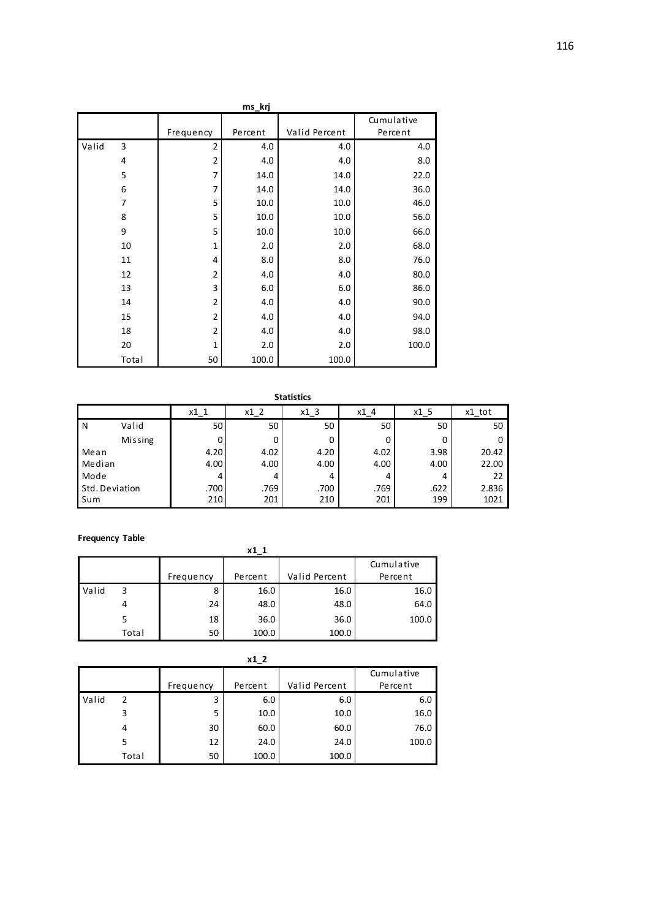**ms_krj**

| | | Frequency | Percent | Valid Percent | Cumulative Percent |
|---|---|---|---|---|---|
| Valid | 3 | 2 | 4.0 | 4.0 | 4.0 |
| | 4 | 2 | 4.0 | 4.0 | 8.0 |
| | 5 | 7 | 14.0 | 14.0 | 22.0 |
| | 6 | 7 | 14.0 | 14.0 | 36.0 |
| | 7 | 5 | 10.0 | 10.0 | 46.0 |
| | 8 | 5 | 10.0 | 10.0 | 56.0 |
| | 9 | 5 | 10.0 | 10.0 | 66.0 |
| | 10 | 1 | 2.0 | 2.0 | 68.0 |
| | 11 | 4 | 8.0 | 8.0 | 76.0 |
| | 12 | 2 | 4.0 | 4.0 | 80.0 |
| | 13 | 3 | 6.0 | 6.0 | 86.0 |
| | 14 | 2 | 4.0 | 4.0 | 90.0 |
| | 15 | 2 | 4.0 | 4.0 | 94.0 |
| | 18 | 2 | 4.0 | 4.0 | 98.0 |
| | 20 | 1 | 2.0 | 2.0 | 100.0 |
| | Total | 50 | 100.0 | 100.0 | |

**Statistics**

| | | x1_1 | x1_2 | x1_3 | x1_4 | x1_5 | x1_tot |
|---|---|---|---|---|---|---|---|
| N | Valid | 50 | 50 | 50 | 50 | 50 | 50 |
| | Missing | 0 | 0 | 0 | 0 | 0 | 0 |
| Mean | | 4.20 | 4.02 | 4.20 | 4.02 | 3.98 | 20.42 |
| Median | | 4.00 | 4.00 | 4.00 | 4.00 | 4.00 | 22.00 |
| Mode | | 4 | 4 | 4 | 4 | 4 | 22 |
| Std. Deviation | | .700 | .769 | .700 | .769 | .622 | 2.836 |
| Sum | | 210 | 201 | 210 | 201 | 199 | 1021 |

**Frequency Table**

**x1_1**

| | | Frequency | Percent | Valid Percent | Cumulative Percent |
|---|---|---|---|---|---|
| Valid | 3 | 8 | 16.0 | 16.0 | 16.0 |
| | 4 | 24 | 48.0 | 48.0 | 64.0 |
| | 5 | 18 | 36.0 | 36.0 | 100.0 |
| | Total | 50 | 100.0 | 100.0 | |

**x1_2**

| | | Frequency | Percent | Valid Percent | Cumulative Percent |
|---|---|---|---|---|---|
| Valid | 2 | 3 | 6.0 | 6.0 | 6.0 |
| | 3 | 5 | 10.0 | 10.0 | 16.0 |
| | 4 | 30 | 60.0 | 60.0 | 76.0 |
| | 5 | 12 | 24.0 | 24.0 | 100.0 |
| | Total | 50 | 100.0 | 100.0 | |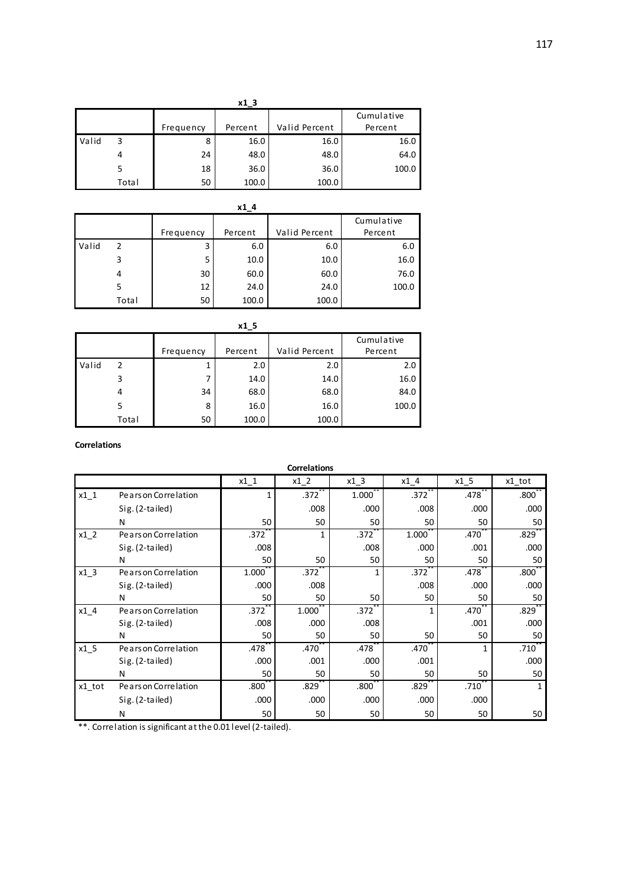**x1_3**

| | | Frequency | Percent | Valid Percent | Cumulative Percent |
|---|---|---|---|---|---|
| Valid | 3 | 8 | 16.0 | 16.0 | 16.0 |
| | 4 | 24 | 48.0 | 48.0 | 64.0 |
| | 5 | 18 | 36.0 | 36.0 | 100.0 |
| | Total | 50 | 100.0 | 100.0 | |

**x1_4**

| | | Frequency | Percent | Valid Percent | Cumulative Percent |
|---|---|---|---|---|---|
| Valid | 2 | 3 | 6.0 | 6.0 | 6.0 |
| | 3 | 5 | 10.0 | 10.0 | 16.0 |
| | 4 | 30 | 60.0 | 60.0 | 76.0 |
| | 5 | 12 | 24.0 | 24.0 | 100.0 |
| | Total | 50 | 100.0 | 100.0 | |

**x1_5**

| | | Frequency | Percent | Valid Percent | Cumulative Percent |
|---|---|---|---|---|---|
| Valid | 2 | 1 | 2.0 | 2.0 | 2.0 |
| | 3 | 7 | 14.0 | 14.0 | 16.0 |
| | 4 | 34 | 68.0 | 68.0 | 84.0 |
| | 5 | 8 | 16.0 | 16.0 | 100.0 |
| | Total | 50 | 100.0 | 100.0 | |

**Correlations**

**Correlations**

| | | x1_1 | x1_2 | x1_3 | x1_4 | x1_5 | x1_tot |
|---|---|---|---|---|---|---|---|
| x1_1 | Pearson Correlation | 1 | .372** | 1.000** | .372** | .478** | .800** |
| | Sig. (2-tailed) | | .008 | .000 | .008 | .000 | .000 |
| | N | 50 | 50 | 50 | 50 | 50 | 50 |
| x1_2 | Pearson Correlation | .372** | 1 | .372** | 1.000** | .470** | .829** |
| | Sig. (2-tailed) | .008 | | .008 | .000 | .001 | .000 |
| | N | 50 | 50 | 50 | 50 | 50 | 50 |
| x1_3 | Pearson Correlation | 1.000** | .372** | 1 | .372** | .478** | .800** |
| | Sig. (2-tailed) | .000 | .008 | | .008 | .000 | .000 |
| | N | 50 | 50 | 50 | 50 | 50 | 50 |
| x1_4 | Pearson Correlation | .372** | 1.000** | .372** | 1 | .470** | .829** |
| | Sig. (2-tailed) | .008 | .000 | .008 | | .001 | .000 |
| | N | 50 | 50 | 50 | 50 | 50 | 50 |
| x1_5 | Pearson Correlation | .478** | .470** | .478** | .470** | 1 | .710** |
| | Sig. (2-tailed) | .000 | .001 | .000 | .001 | | .000 |
| | N | 50 | 50 | 50 | 50 | 50 | 50 |
| x1_tot | Pearson Correlation | .800** | .829** | .800** | .829** | .710** | 1 |
| | Sig. (2-tailed) | .000 | .000 | .000 | .000 | .000 | |
| | N | 50 | 50 | 50 | 50 | 50 | 50 |

**. Correlation is significant at the 0.01 level (2-tailed).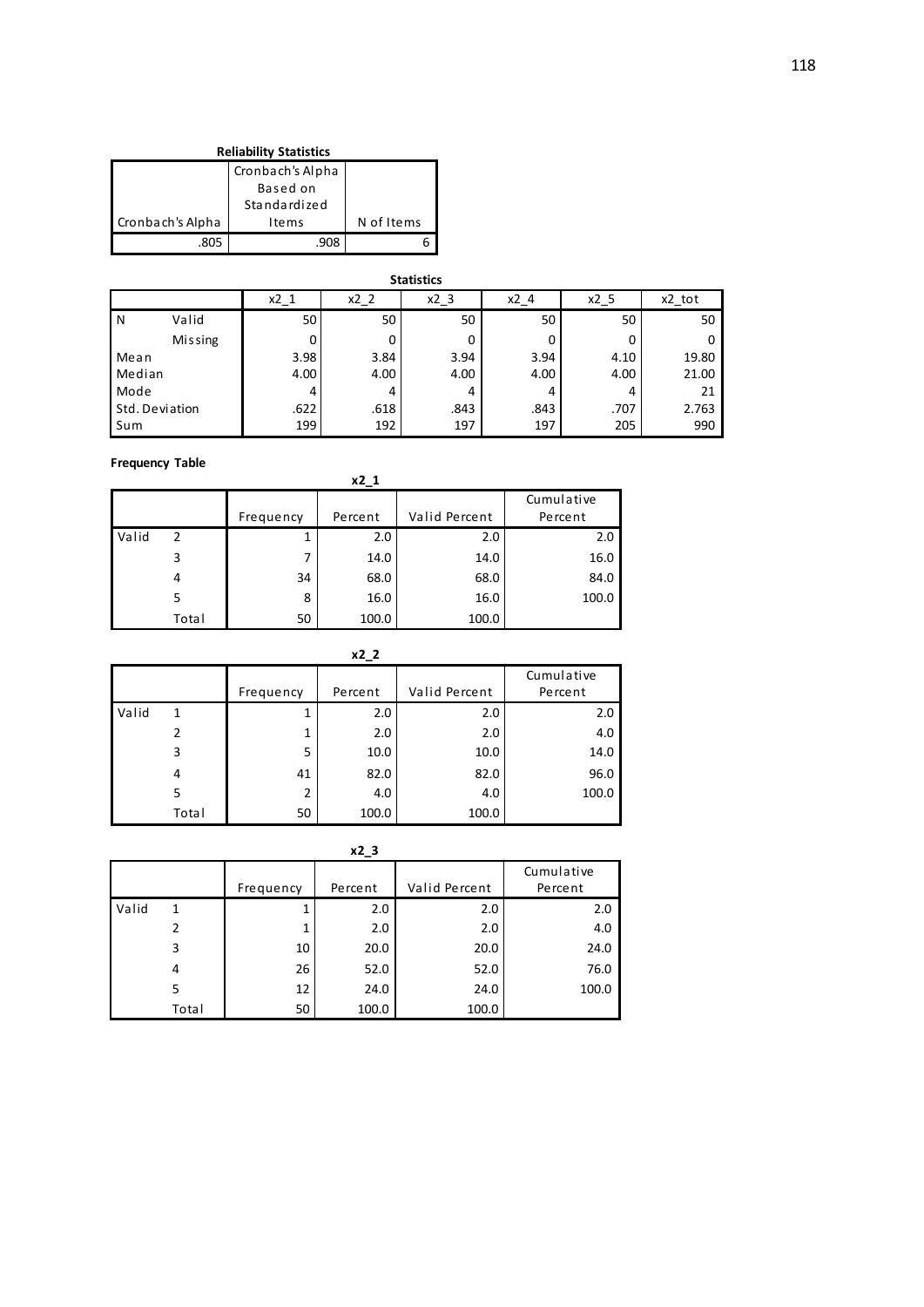**Reliability Statistics**

| Cronbach's Alpha | Cronbach's Alpha Based on Standardized Items | N of Items |
|---|---|---|
| .805 | .908 | 6 |

**Statistics**

| | | x2_1 | x2_2 | x2_3 | x2_4 | x2_5 | x2_tot |
|---|---|---|---|---|---|---|---|
| N | Valid | 50 | 50 | 50 | 50 | 50 | 50 |
| | Missing | 0 | 0 | 0 | 0 | 0 | 0 |
| Mean | | 3.98 | 3.84 | 3.94 | 3.94 | 4.10 | 19.80 |
| Median | | 4.00 | 4.00 | 4.00 | 4.00 | 4.00 | 21.00 |
| Mode | | 4 | 4 | 4 | 4 | 4 | 21 |
| Std. Deviation | | .622 | .618 | .843 | .843 | .707 | 2.763 |
| Sum | | 199 | 192 | 197 | 197 | 205 | 990 |

**Frequency Table**

**x2_1**

| | | Frequency | Percent | Valid Percent | Cumulative Percent |
|---|---|---|---|---|---|
| Valid | 2 | 1 | 2.0 | 2.0 | 2.0 |
| | 3 | 7 | 14.0 | 14.0 | 16.0 |
| | 4 | 34 | 68.0 | 68.0 | 84.0 |
| | 5 | 8 | 16.0 | 16.0 | 100.0 |
| | Total | 50 | 100.0 | 100.0 | |

**x2_2**

| | | Frequency | Percent | Valid Percent | Cumulative Percent |
|---|---|---|---|---|---|
| Valid | 1 | 1 | 2.0 | 2.0 | 2.0 |
| | 2 | 1 | 2.0 | 2.0 | 4.0 |
| | 3 | 5 | 10.0 | 10.0 | 14.0 |
| | 4 | 41 | 82.0 | 82.0 | 96.0 |
| | 5 | 2 | 4.0 | 4.0 | 100.0 |
| | Total | 50 | 100.0 | 100.0 | |

**x2_3**

| | | Frequency | Percent | Valid Percent | Cumulative Percent |
|---|---|---|---|---|---|
| Valid | 1 | 1 | 2.0 | 2.0 | 2.0 |
| | 2 | 1 | 2.0 | 2.0 | 4.0 |
| | 3 | 10 | 20.0 | 20.0 | 24.0 |
| | 4 | 26 | 52.0 | 52.0 | 76.0 |
| | 5 | 12 | 24.0 | 24.0 | 100.0 |
| | Total | 50 | 100.0 | 100.0 | |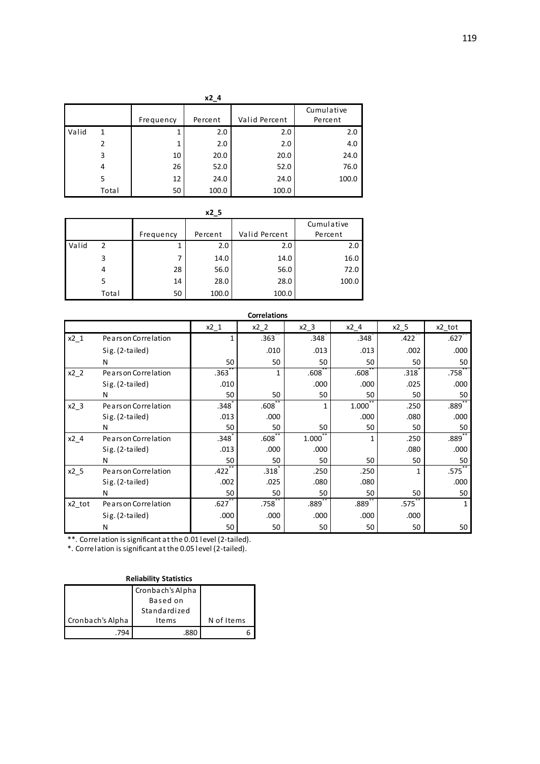**x2_4**

| | | Frequency | Percent | Valid Percent | Cumulative Percent |
|---|---|---|---|---|---|
| Valid | 1 | 1 | 2.0 | 2.0 | 2.0 |
| | 2 | 1 | 2.0 | 2.0 | 4.0 |
| | 3 | 10 | 20.0 | 20.0 | 24.0 |
| | 4 | 26 | 52.0 | 52.0 | 76.0 |
| | 5 | 12 | 24.0 | 24.0 | 100.0 |
| | Total | 50 | 100.0 | 100.0 | |

**x2_5**

| | | Frequency | Percent | Valid Percent | Cumulative Percent |
|---|---|---|---|---|---|
| Valid | 2 | 1 | 2.0 | 2.0 | 2.0 |
| | 3 | 7 | 14.0 | 14.0 | 16.0 |
| | 4 | 28 | 56.0 | 56.0 | 72.0 |
| | 5 | 14 | 28.0 | 28.0 | 100.0 |
| | Total | 50 | 100.0 | 100.0 | |

**Correlations**

| | | x2_1 | x2_2 | x2_3 | x2_4 | x2_5 | x2_tot |
|---|---|---|---|---|---|---|---|
| x2_1 | Pearson Correlation | 1 | .363** | .348* | .348* | .422** | .627** |
| | Sig. (2-tailed) | | .010 | .013 | .013 | .002 | .000 |
| | N | 50 | 50 | 50 | 50 | 50 | 50 |
| x2_2 | Pearson Correlation | .363** | 1 | .608** | .608** | .318* | .758** |
| | Sig. (2-tailed) | .010 | | .000 | .000 | .025 | .000 |
| | N | 50 | 50 | 50 | 50 | 50 | 50 |
| x2_3 | Pearson Correlation | .348* | .608** | 1 | 1.000** | .250 | .889** |
| | Sig. (2-tailed) | .013 | .000 | | .000 | .080 | .000 |
| | N | 50 | 50 | 50 | 50 | 50 | 50 |
| x2_4 | Pearson Correlation | .348* | .608** | 1.000** | 1 | .250 | .889** |
| | Sig. (2-tailed) | .013 | .000 | .000 | | .080 | .000 |
| | N | 50 | 50 | 50 | 50 | 50 | 50 |
| x2_5 | Pearson Correlation | .422** | .318* | .250 | .250 | 1 | .575** |
| | Sig. (2-tailed) | .002 | .025 | .080 | .080 | | .000 |
| | N | 50 | 50 | 50 | 50 | 50 | 50 |
| x2_tot | Pearson Correlation | .627** | .758** | .889** | .889** | .575** | 1 |
| | Sig. (2-tailed) | .000 | .000 | .000 | .000 | .000 | |
| | N | 50 | 50 | 50 | 50 | 50 | 50 |

**. Correlation is significant at the 0.01 level (2-tailed).

*. Correlation is significant at the 0.05 level (2-tailed).

**Reliability Statistics**

| Cronbach's Alpha | Cronbach's Alpha Based on Standardized Items | N of Items |
|---|---|---|
| .794 | .880 | 6 |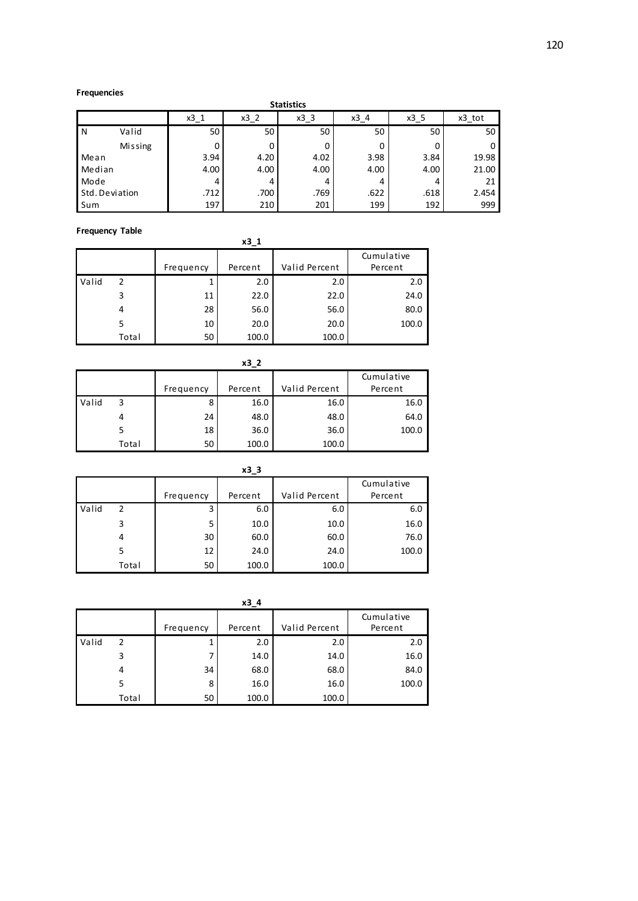**Frequencies**

**Statistics**

| | | x3_1 | x3_2 | x3_3 | x3_4 | x3_5 | x3_tot |
|---|---|---|---|---|---|---|---|
| N | Valid | 50 | 50 | 50 | 50 | 50 | 50 |
| | Missing | 0 | 0 | 0 | 0 | 0 | 0 |
| Mean | | 3.94 | 4.20 | 4.02 | 3.98 | 3.84 | 19.98 |
| Median | | 4.00 | 4.00 | 4.00 | 4.00 | 4.00 | 21.00 |
| Mode | | 4 | 4 | 4 | 4 | 4 | 21 |
| Std. Deviation | | .712 | .700 | .769 | .622 | .618 | 2.454 |
| Sum | | 197 | 210 | 201 | 199 | 192 | 999 |

**Frequency Table**

**x3_1**

| | | Frequency | Percent | Valid Percent | Cumulative Percent |
|---|---|---|---|---|---|
| Valid | 2 | 1 | 2.0 | 2.0 | 2.0 |
| | 3 | 11 | 22.0 | 22.0 | 24.0 |
| | 4 | 28 | 56.0 | 56.0 | 80.0 |
| | 5 | 10 | 20.0 | 20.0 | 100.0 |
| | Total | 50 | 100.0 | 100.0 | |

**x3_2**

| | | Frequency | Percent | Valid Percent | Cumulative Percent |
|---|---|---|---|---|---|
| Valid | 3 | 8 | 16.0 | 16.0 | 16.0 |
| | 4 | 24 | 48.0 | 48.0 | 64.0 |
| | 5 | 18 | 36.0 | 36.0 | 100.0 |
| | Total | 50 | 100.0 | 100.0 | |

**x3_3**

| | | Frequency | Percent | Valid Percent | Cumulative Percent |
|---|---|---|---|---|---|
| Valid | 2 | 3 | 6.0 | 6.0 | 6.0 |
| | 3 | 5 | 10.0 | 10.0 | 16.0 |
| | 4 | 30 | 60.0 | 60.0 | 76.0 |
| | 5 | 12 | 24.0 | 24.0 | 100.0 |
| | Total | 50 | 100.0 | 100.0 | |

**x3_4**

| | | Frequency | Percent | Valid Percent | Cumulative Percent |
|---|---|---|---|---|---|
| Valid | 2 | 1 | 2.0 | 2.0 | 2.0 |
| | 3 | 7 | 14.0 | 14.0 | 16.0 |
| | 4 | 34 | 68.0 | 68.0 | 84.0 |
| | 5 | 8 | 16.0 | 16.0 | 100.0 |
| | Total | 50 | 100.0 | 100.0 | |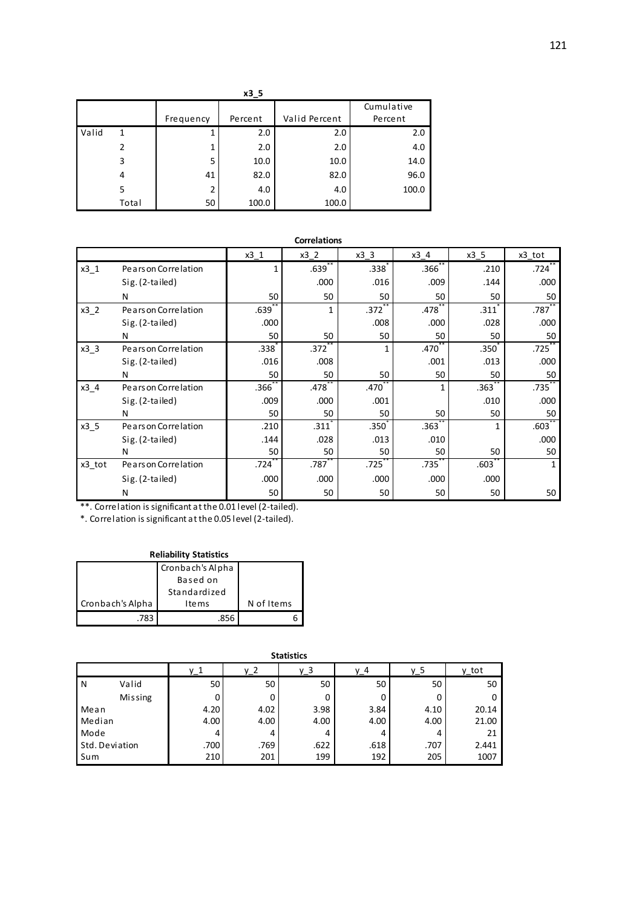**x3_5**

| | | Frequency | Percent | Valid Percent | Cumulative Percent |
|---|---|---|---|---|---|
| Valid | 1 | 1 | 2.0 | 2.0 | 2.0 |
| | 2 | 1 | 2.0 | 2.0 | 4.0 |
| | 3 | 5 | 10.0 | 10.0 | 14.0 |
| | 4 | 41 | 82.0 | 82.0 | 96.0 |
| | 5 | 2 | 4.0 | 4.0 | 100.0 |
| | Total | 50 | 100.0 | 100.0 | |

**Correlations**

| | | x3_1 | x3_2 | x3_3 | x3_4 | x3_5 | x3_tot |
|---|---|---|---|---|---|---|---|
| x3_1 | Pearson Correlation | 1 | .639** | .338* | .366** | .210 | .724** |
| | Sig. (2-tailed) | | .000 | .016 | .009 | .144 | .000 |
| | N | 50 | 50 | 50 | 50 | 50 | 50 |
| x3_2 | Pearson Correlation | .639** | 1 | .372** | .478** | .311* | .787** |
| | Sig. (2-tailed) | .000 | | .008 | .000 | .028 | .000 |
| | N | 50 | 50 | 50 | 50 | 50 | 50 |
| x3_3 | Pearson Correlation | .338* | .372** | 1 | .470** | .350* | .725** |
| | Sig. (2-tailed) | .016 | .008 | | .001 | .013 | .000 |
| | N | 50 | 50 | 50 | 50 | 50 | 50 |
| x3_4 | Pearson Correlation | .366** | .478** | .470** | 1 | .363** | .735** |
| | Sig. (2-tailed) | .009 | .000 | .001 | | .010 | .000 |
| | N | 50 | 50 | 50 | 50 | 50 | 50 |
| x3_5 | Pearson Correlation | .210 | .311* | .350* | .363** | 1 | .603** |
| | Sig. (2-tailed) | .144 | .028 | .013 | .010 | | .000 |
| | N | 50 | 50 | 50 | 50 | 50 | 50 |
| x3_tot | Pearson Correlation | .724** | .787** | .725** | .735** | .603** | 1 |
| | Sig. (2-tailed) | .000 | .000 | .000 | .000 | .000 | |
| | N | 50 | 50 | 50 | 50 | 50 | 50 |

**. Correlation is significant at the 0.01 level (2-tailed).

*. Correlation is significant at the 0.05 level (2-tailed).

**Reliability Statistics**

| Cronbach's Alpha | Cronbach's Alpha Based on Standardized Items | N of Items |
|---|---|---|
| .783 | .856 | 6 |

**Statistics**

| | | y_1 | y_2 | y_3 | y_4 | y_5 | y_tot |
|---|---|---|---|---|---|---|---|
| N | Valid | 50 | 50 | 50 | 50 | 50 | 50 |
| | Missing | 0 | 0 | 0 | 0 | 0 | 0 |
| Mean | | 4.20 | 4.02 | 3.98 | 3.84 | 4.10 | 20.14 |
| Median | | 4.00 | 4.00 | 4.00 | 4.00 | 4.00 | 21.00 |
| Mode | | 4 | 4 | 4 | 4 | 4 | 21 |
| Std. Deviation | | .700 | .769 | .622 | .618 | .707 | 2.441 |
| Sum | | 210 | 201 | 199 | 192 | 205 | 1007 |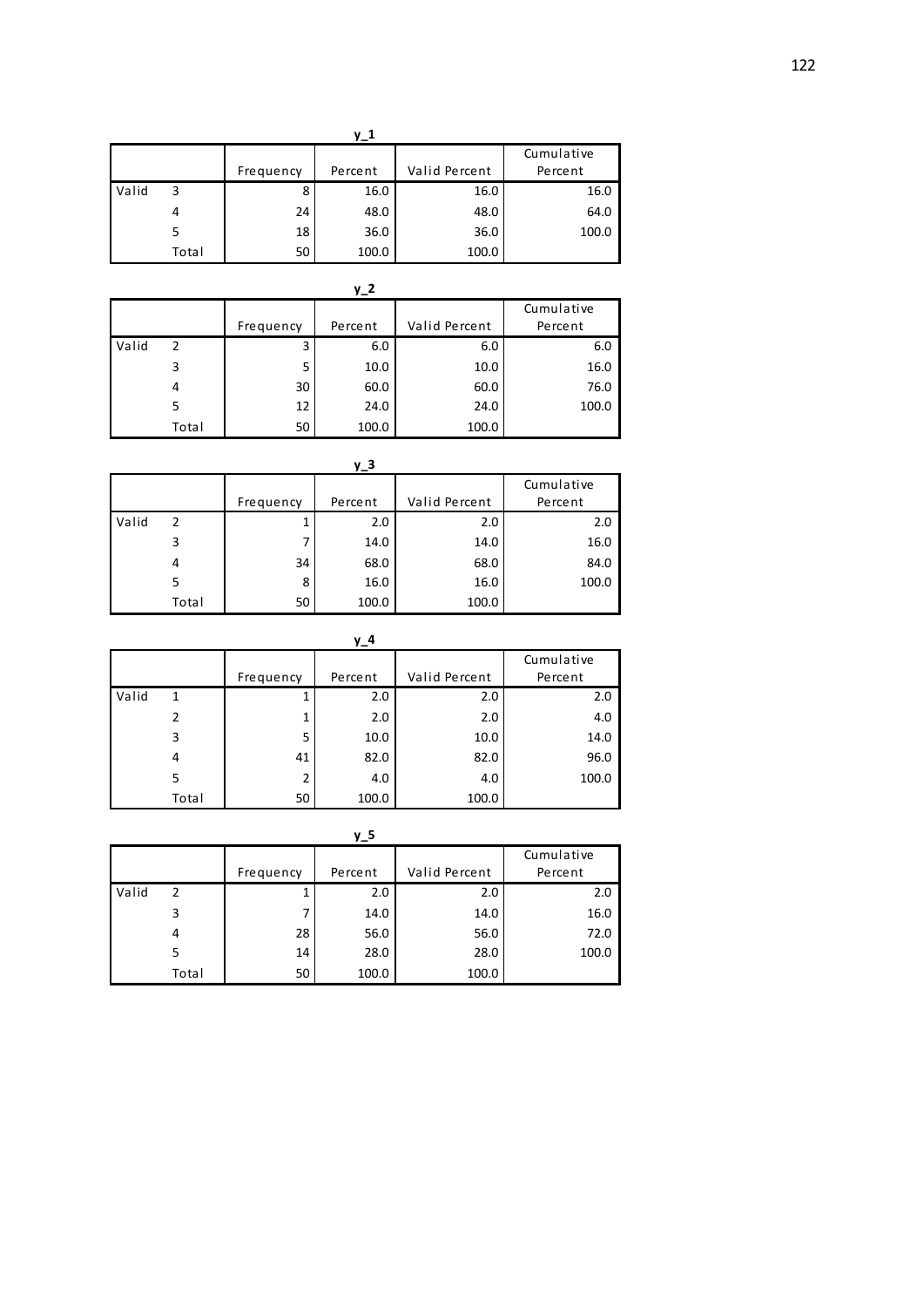**y_1**

| | | Frequency | Percent | Valid Percent | Cumulative Percent |
|---|---|---|---|---|---|
| Valid | 3 | 8 | 16.0 | 16.0 | 16.0 |
| | 4 | 24 | 48.0 | 48.0 | 64.0 |
| | 5 | 18 | 36.0 | 36.0 | 100.0 |
| | Total | 50 | 100.0 | 100.0 | |

**y_2**

| | | Frequency | Percent | Valid Percent | Cumulative Percent |
|---|---|---|---|---|---|
| Valid | 2 | 3 | 6.0 | 6.0 | 6.0 |
| | 3 | 5 | 10.0 | 10.0 | 16.0 |
| | 4 | 30 | 60.0 | 60.0 | 76.0 |
| | 5 | 12 | 24.0 | 24.0 | 100.0 |
| | Total | 50 | 100.0 | 100.0 | |

**y_3**

| | | Frequency | Percent | Valid Percent | Cumulative Percent |
|---|---|---|---|---|---|
| Valid | 2 | 1 | 2.0 | 2.0 | 2.0 |
| | 3 | 7 | 14.0 | 14.0 | 16.0 |
| | 4 | 34 | 68.0 | 68.0 | 84.0 |
| | 5 | 8 | 16.0 | 16.0 | 100.0 |
| | Total | 50 | 100.0 | 100.0 | |

**y_4**

| | | Frequency | Percent | Valid Percent | Cumulative Percent |
|---|---|---|---|---|---|
| Valid | 1 | 1 | 2.0 | 2.0 | 2.0 |
| | 2 | 1 | 2.0 | 2.0 | 4.0 |
| | 3 | 5 | 10.0 | 10.0 | 14.0 |
| | 4 | 41 | 82.0 | 82.0 | 96.0 |
| | 5 | 2 | 4.0 | 4.0 | 100.0 |
| | Total | 50 | 100.0 | 100.0 | |

**y_5**

| | | Frequency | Percent | Valid Percent | Cumulative Percent |
|---|---|---|---|---|---|
| Valid | 2 | 1 | 2.0 | 2.0 | 2.0 |
| | 3 | 7 | 14.0 | 14.0 | 16.0 |
| | 4 | 28 | 56.0 | 56.0 | 72.0 |
| | 5 | 14 | 28.0 | 28.0 | 100.0 |
| | Total | 50 | 100.0 | 100.0 | |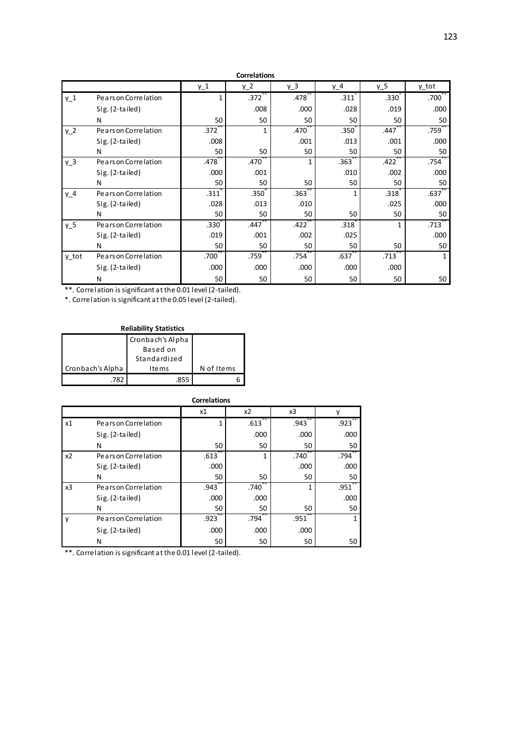**Correlations**

| | | y_1 | y_2 | y_3 | y_4 | y_5 | y_tot |
|---|---|---|---|---|---|---|---|
| y_1 | Pearson Correlation | 1 | .372** | .478** | .311* | .330* | .700** |
| | Sig. (2-tailed) | | .008 | .000 | .028 | .019 | .000 |
| | N | 50 | 50 | 50 | 50 | 50 | 50 |
| y_2 | Pearson Correlation | .372** | 1 | .470** | .350* | .447** | .759** |
| | Sig. (2-tailed) | .008 | | .001 | .013 | .001 | .000 |
| | N | 50 | 50 | 50 | 50 | 50 | 50 |
| y_3 | Pearson Correlation | .478** | .470** | 1 | .363** | .422** | .754** |
| | Sig. (2-tailed) | .000 | .001 | | .010 | .002 | .000 |
| | N | 50 | 50 | 50 | 50 | 50 | 50 |
| y_4 | Pearson Correlation | .311* | .350* | .363** | 1 | .318* | .637** |
| | Sig. (2-tailed) | .028 | .013 | .010 | | .025 | .000 |
| | N | 50 | 50 | 50 | 50 | 50 | 50 |
| y_5 | Pearson Correlation | .330* | .447** | .422** | .318* | 1 | .713** |
| | Sig. (2-tailed) | .019 | .001 | .002 | .025 | | .000 |
| | N | 50 | 50 | 50 | 50 | 50 | 50 |
| y_tot | Pearson Correlation | .700** | .759** | .754** | .637** | .713** | 1 |
| | Sig. (2-tailed) | .000 | .000 | .000 | .000 | .000 | |
| | N | 50 | 50 | 50 | 50 | 50 | 50 |

**. Correlation is significant at the 0.01 level (2-tailed).

*. Correlation is significant at the 0.05 level (2-tailed).

**Reliability Statistics**

| Cronbach's Alpha | Cronbach's Alpha Based on Standardized Items | N of Items |
|---|---|---|
| .782 | .855 | 6 |

**Correlations**

| | | x1 | x2 | x3 | y |
|---|---|---|---|---|---|
| x1 | Pearson Correlation | 1 | .613** | .943** | .923** |
| | Sig. (2-tailed) | | .000 | .000 | .000 |
| | N | 50 | 50 | 50 | 50 |
| x2 | Pearson Correlation | .613** | 1 | .740** | .794** |
| | Sig. (2-tailed) | .000 | | .000 | .000 |
| | N | 50 | 50 | 50 | 50 |
| x3 | Pearson Correlation | .943** | .740** | 1 | .951** |
| | Sig. (2-tailed) | .000 | .000 | | .000 |
| | N | 50 | 50 | 50 | 50 |
| y | Pearson Correlation | .923** | .794** | .951** | 1 |
| | Sig. (2-tailed) | .000 | .000 | .000 | |
| | N | 50 | 50 | 50 | 50 |

**. Correlation is significant at the 0.01 level (2-tailed).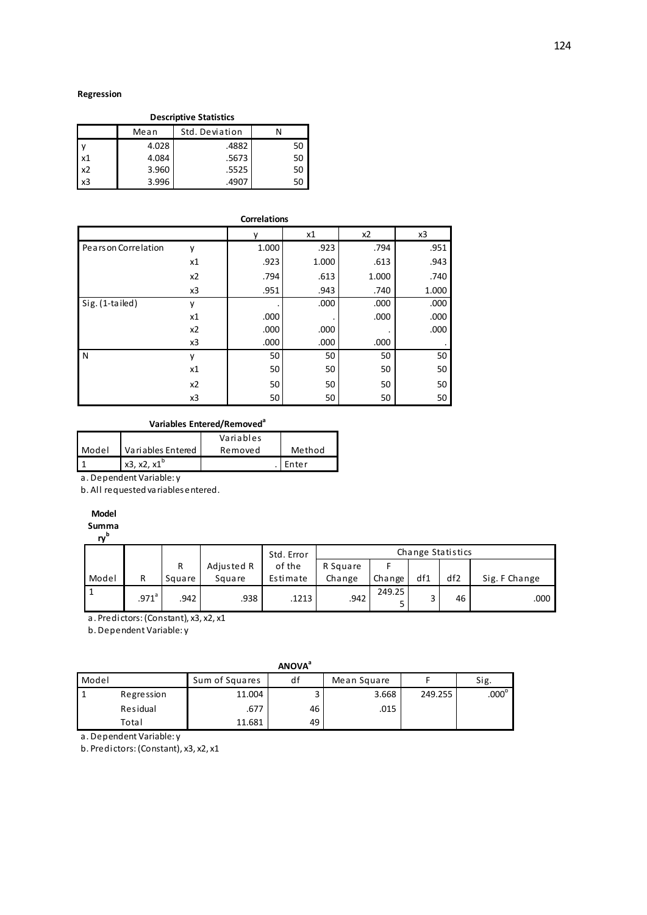**Regression**

**Descriptive Statistics**

| | Mean | Std. Deviation | N |
|---|---|---|---|
| y | 4.028 | .4882 | 50 |
| x1 | 4.084 | .5673 | 50 |
| x2 | 3.960 | .5525 | 50 |
| x3 | 3.996 | .4907 | 50 |

**Correlations**

| | | y | x1 | x2 | x3 |
|---|---|---|---|---|---|
| Pearson Correlation | y | 1.000 | .923 | .794 | .951 |
| | x1 | .923 | 1.000 | .613 | .943 |
| | x2 | .794 | .613 | 1.000 | .740 |
| | x3 | .951 | .943 | .740 | 1.000 |
| Sig. (1-tailed) | y | . | .000 | .000 | .000 |
| | x1 | .000 | . | .000 | .000 |
| | x2 | .000 | .000 | . | .000 |
| | x3 | .000 | .000 | .000 | . |
| N | y | 50 | 50 | 50 | 50 |
| | x1 | 50 | 50 | 50 | 50 |
| | x2 | 50 | 50 | 50 | 50 |
| | x3 | 50 | 50 | 50 | 50 |

**Variables Entered/Removed[a]**

| Model | Variables Entered | Variables Removed | Method |
|---|---|---|---|
| 1 | x3, x2, x1[b] | . | Enter |

a. Dependent Variable: y

b. All requested variables entered.

**Model Summary[b]**

| | | | | | Change Statistics | | | | |
|---|---|---|---|---|---|---|---|---|---|
| Model | R | R Square | Adjusted R Square | Std. Error of the Estimate | R Square Change | F Change | df1 | df2 | Sig. F Change |
| 1 | .971[a] | .942 | .938 | .1213 | .942 | 249.255 | 3 | 46 | .000 |

a. Predictors: (Constant), x3, x2, x1

b. Dependent Variable: y

**ANOVA[a]**

| Model | | Sum of Squares | df | Mean Square | F | Sig. |
|---|---|---|---|---|---|---|
| 1 | Regression | 11.004 | 3 | 3.668 | 249.255 | .000[b] |
| | Residual | .677 | 46 | .015 | | |
| | Total | 11.681 | 49 | | | |

a. Dependent Variable: y

b. Predictors: (Constant), x3, x2, x1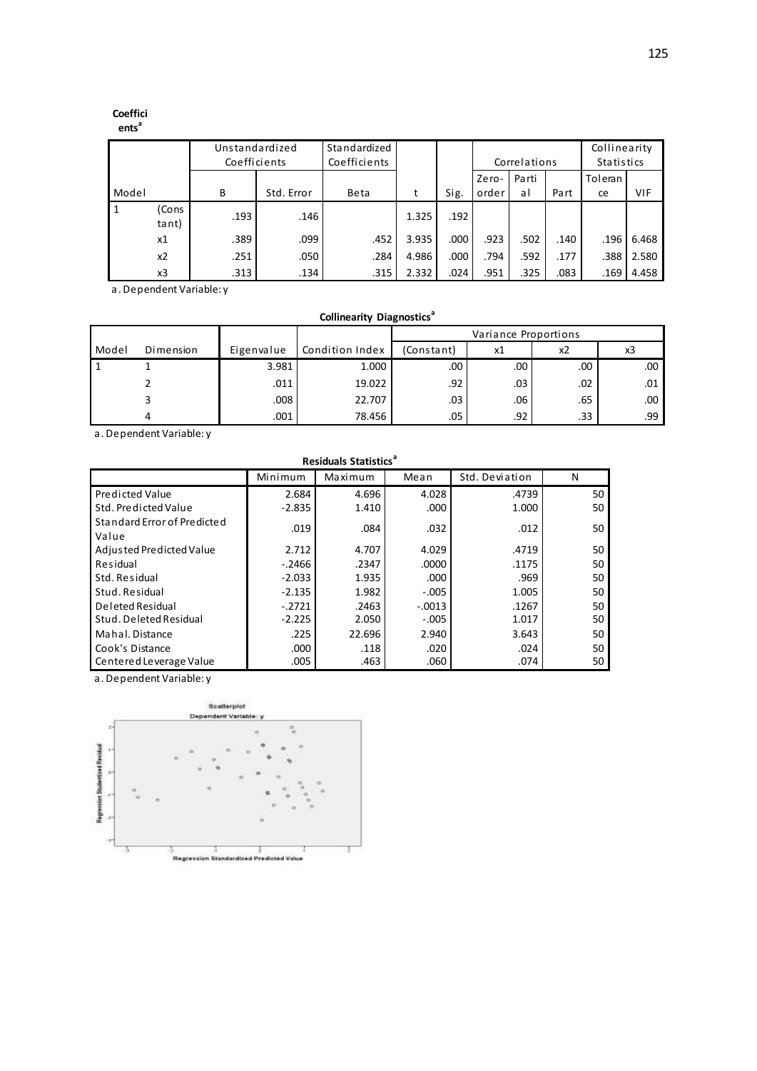**Coefficients[a]**

| Model | | Unstandardized Coefficients | | Standardized Coefficients | | | Correlations | | | Collinearity Statistics | |
|---|---|---|---|---|---|---|---|---|---|---|---|
| | | B | Std. Error | Beta | t | Sig. | Zero-order | Partial | Part | Tolerance | VIF |
| 1 | (Constant) | .193 | .146 | | 1.325 | .192 | | | | | |
| | x1 | .389 | .099 | .452 | 3.935 | .000 | .923 | .502 | .140 | .196 | 6.468 |
| | x2 | .251 | .050 | .284 | 4.986 | .000 | .794 | .592 | .177 | .388 | 2.580 |
| | x3 | .313 | .134 | .315 | 2.332 | .024 | .951 | .325 | .083 | .169 | 4.458 |

a. Dependent Variable: y

**Collinearity Diagnostics[a]**

| Model | Dimension | Eigenvalue | Condition Index | Variance Proportions | | | |
|---|---|---|---|---|---|---|---|
| | | | | (Constant) | x1 | x2 | x3 |
| 1 | 1 | 3.981 | 1.000 | .00 | .00 | .00 | .00 |
| | 2 | .011 | 19.022 | .92 | .03 | .02 | .01 |
| | 3 | .008 | 22.707 | .03 | .06 | .65 | .00 |
| | 4 | .001 | 78.456 | .05 | .92 | .33 | .99 |

a. Dependent Variable: y

**Residuals Statistics[a]**

| | Minimum | Maximum | Mean | Std. Deviation | N |
|---|---|---|---|---|---|
| Predicted Value | 2.684 | 4.696 | 4.028 | .4739 | 50 |
| Std. Predicted Value | -2.835 | 1.410 | .000 | 1.000 | 50 |
| Standard Error of Predicted Value | .019 | .084 | .032 | .012 | 50 |
| Adjusted Predicted Value | 2.712 | 4.707 | 4.029 | .4719 | 50 |
| Residual | -.2466 | .2347 | .0000 | .1175 | 50 |
| Std. Residual | -2.033 | 1.935 | .000 | .969 | 50 |
| Stud. Residual | -2.135 | 1.982 | -.005 | 1.005 | 50 |
| Deleted Residual | -.2721 | .2463 | -.0013 | .1267 | 50 |
| Stud. Deleted Residual | -2.225 | 2.050 | -.005 | 1.017 | 50 |
| Mahal. Distance | .225 | 22.696 | 2.940 | 3.643 | 50 |
| Cook's Distance | .000 | .118 | .020 | .024 | 50 |
| Centered Leverage Value | .005 | .463 | .060 | .074 | 50 |

a. Dependent Variable: y

**Scatterplot**

Dependent Variable: y

Regression Studentized Residual

Regression Standardized Predicted Value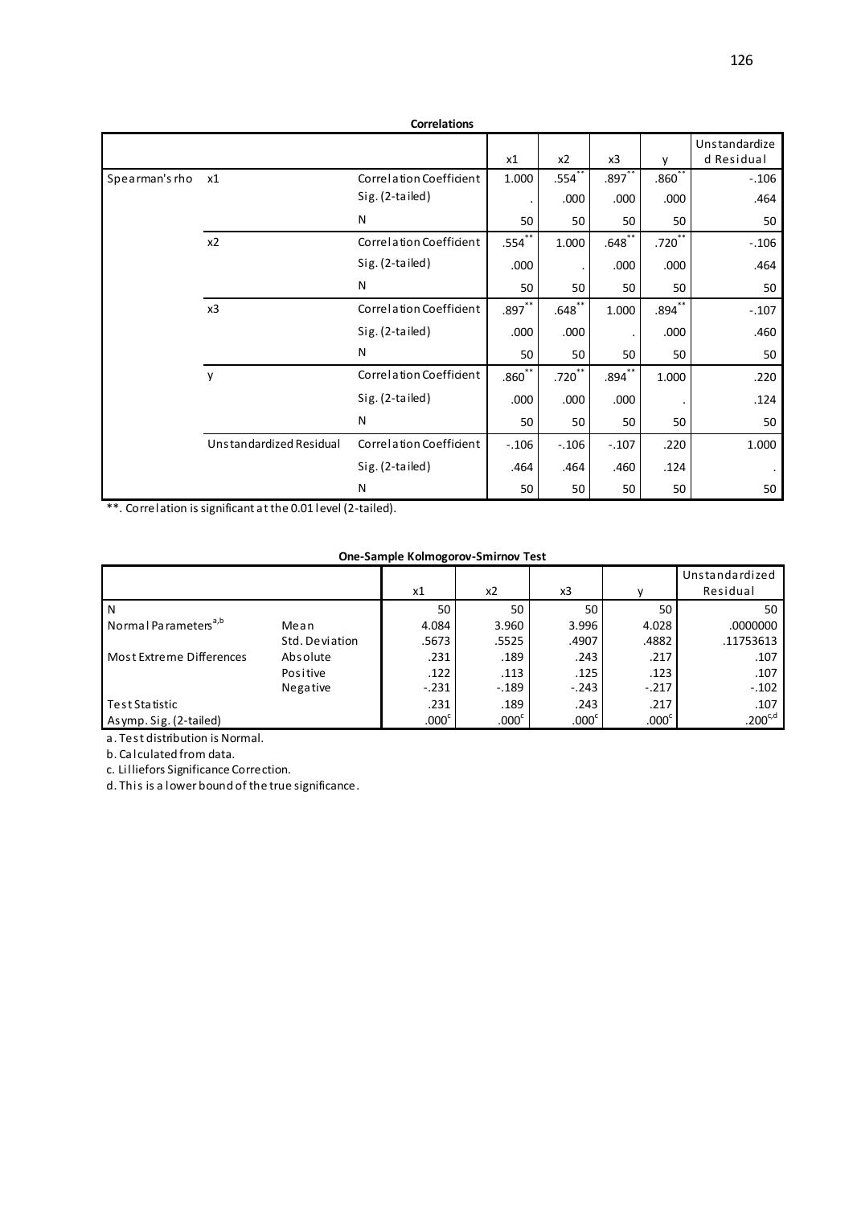**Correlations**

| | | | x1 | x2 | x3 | y | Unstandardized Residual |
|---|---|---|---|---|---|---|---|
| Spearman's rho | x1 | Correlation Coefficient | 1.000 | .554** | .897** | .860** | -.106 |
| | | Sig. (2-tailed) | . | .000 | .000 | .000 | .464 |
| | | N | 50 | 50 | 50 | 50 | 50 |
| | x2 | Correlation Coefficient | .554** | 1.000 | .648** | .720** | -.106 |
| | | Sig. (2-tailed) | .000 | . | .000 | .000 | .464 |
| | | N | 50 | 50 | 50 | 50 | 50 |
| | x3 | Correlation Coefficient | .897** | .648** | 1.000 | .894** | -.107 |
| | | Sig. (2-tailed) | .000 | .000 | . | .000 | .460 |
| | | N | 50 | 50 | 50 | 50 | 50 |
| | y | Correlation Coefficient | .860** | .720** | .894** | 1.000 | .220 |
| | | Sig. (2-tailed) | .000 | .000 | .000 | . | .124 |
| | | N | 50 | 50 | 50 | 50 | 50 |
| | Unstandardized Residual | Correlation Coefficient | -.106 | -.106 | -.107 | .220 | 1.000 |
| | | Sig. (2-tailed) | .464 | .464 | .460 | .124 | . |
| | | N | 50 | 50 | 50 | 50 | 50 |

**. Correlation is significant at the 0.01 level (2-tailed).

**One-Sample Kolmogorov-Smirnov Test**

| | | x1 | x2 | x3 | y | Unstandardized Residual |
|---|---|---|---|---|---|---|
| N | | 50 | 50 | 50 | 50 | 50 |
| Normal Parameters[a,b] | Mean | 4.084 | 3.960 | 3.996 | 4.028 | .0000000 |
| | Std. Deviation | .5673 | .5525 | .4907 | .4882 | .11753613 |
| Most Extreme Differences | Absolute | .231 | .189 | .243 | .217 | .107 |
| | Positive | .122 | .113 | .125 | .123 | .107 |
| | Negative | -.231 | -.189 | -.243 | -.217 | -.102 |
| Test Statistic | | .231 | .189 | .243 | .217 | .107 |
| Asymp. Sig. (2-tailed) | | .000[c] | .000[c] | .000[c] | .000[c] | .200[c,d] |

a. Test distribution is Normal.

b. Calculated from data.

c. Lilliefors Significance Correction.

d. This is a lower bound of the true significance.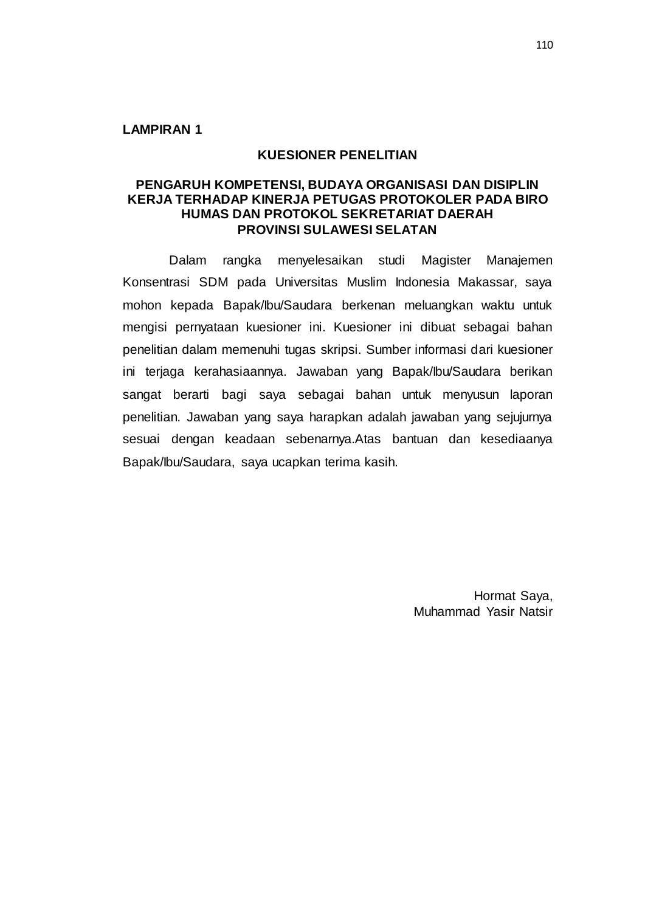**LAMPIRAN 1**

## KUESIONER PENELITIAN

### PENGARUH KOMPETENSI, BUDAYA ORGANISASI DAN DISIPLIN KERJA TERHADAP KINERJA PETUGAS PROTOKOLER PADA BIRO HUMAS DAN PROTOKOL SEKRETARIAT DAERAH PROVINSI SULAWESI SELATAN

Dalam rangka menyelesaikan studi Magister Manajemen Konsentrasi SDM pada Universitas Muslim Indonesia Makassar, saya mohon kepada Bapak/Ibu/Saudara berkenan meluangkan waktu untuk mengisi pernyataan kuesioner ini. Kuesioner ini dibuat sebagai bahan penelitian dalam memenuhi tugas skripsi. Sumber informasi dari kuesioner ini terjaga kerahasiaannya. Jawaban yang Bapak/Ibu/Saudara berikan sangat berarti bagi saya sebagai bahan untuk menyusun laporan penelitian. Jawaban yang saya harapkan adalah jawaban yang sejujurnya sesuai dengan keadaan sebenarnya.Atas bantuan dan kesediaanya Bapak/Ibu/Saudara, saya ucapkan terima kasih.

Hormat Saya,
Muhammad Yasir Natsir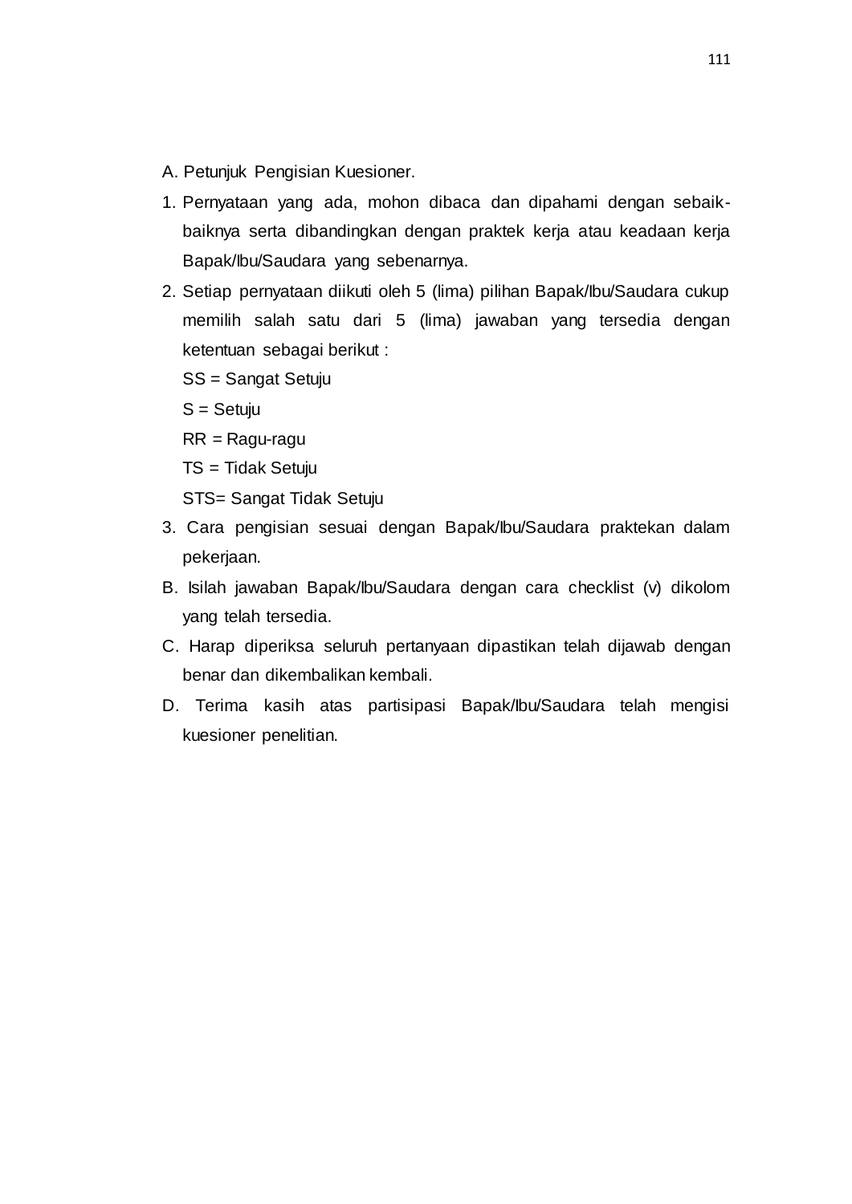A. Petunjuk Pengisian Kuesioner.

1. Pernyataan yang ada, mohon dibaca dan dipahami dengan sebaik-baiknya serta dibandingkan dengan praktek kerja atau keadaan kerja Bapak/Ibu/Saudara yang sebenarnya.
2. Setiap pernyataan diikuti oleh 5 (lima) pilihan Bapak/Ibu/Saudara cukup memilih salah satu dari 5 (lima) jawaban yang tersedia dengan ketentuan sebagai berikut :

   SS = Sangat Setuju

   S = Setuju

   RR = Ragu-ragu

   TS = Tidak Setuju

   STS= Sangat Tidak Setuju
3. Cara pengisian sesuai dengan Bapak/Ibu/Saudara praktekan dalam pekerjaan.

B. Isilah jawaban Bapak/Ibu/Saudara dengan cara checklist (v) dikolom yang telah tersedia.

C. Harap diperiksa seluruh pertanyaan dipastikan telah dijawab dengan benar dan dikembalikan kembali.

D. Terima kasih atas partisipasi Bapak/Ibu/Saudara telah mengisi kuesioner penelitian.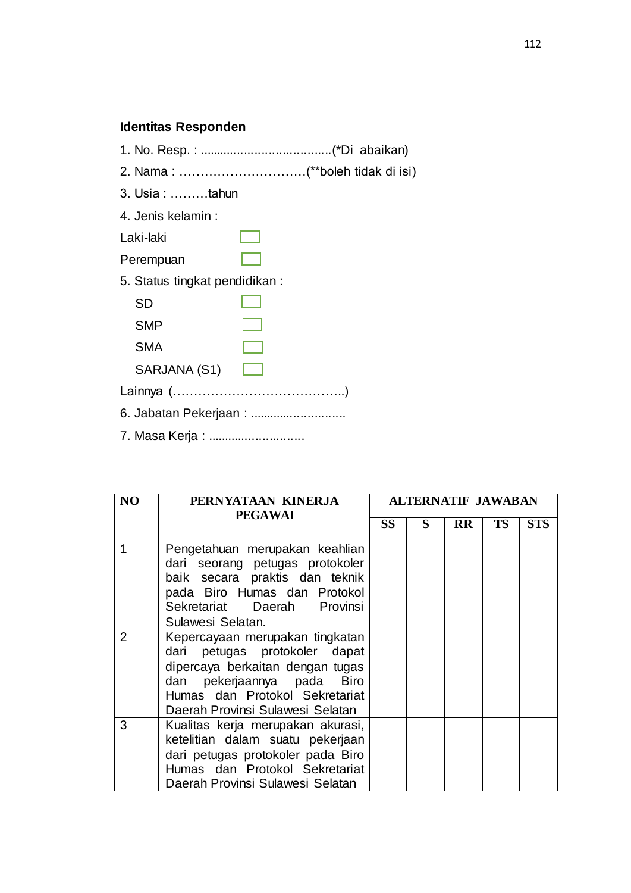**Identitas Responden**

1. No. Resp. : .......................................(*Di abaikan)
2. Nama : …………………………(**boleh tidak di isi)
3. Usia : ………tahun
4. Jenis kelamin :

Laki-laki ☐

Perempuan ☐

5. Status tingkat pendidikan :

SD ☐

SMP ☐

SMA ☐

SARJANA (S1) ☐

Lainnya (…………………………………..)

6. Jabatan Pekerjaan : ............................
7. Masa Kerja : ............................

| NO | PERNYATAAN KINERJA PEGAWAI | ALTERNATIF JAWABAN | | | | |
|---|---|---|---|---|---|---|
| | | SS | S | RR | TS | STS |
| 1 | Pengetahuan merupakan keahlian dari seorang petugas protokoler baik secara praktis dan teknik pada Biro Humas dan Protokol Sekretariat Daerah Provinsi Sulawesi Selatan. | | | | | |
| 2 | Kepercayaan merupakan tingkatan dari petugas protokoler dapat dipercaya berkaitan dengan tugas dan pekerjaannya pada Biro Humas dan Protokol Sekretariat Daerah Provinsi Sulawesi Selatan | | | | | |
| 3 | Kualitas kerja merupakan akurasi, ketelitian dalam suatu pekerjaan dari petugas protokoler pada Biro Humas dan Protokol Sekretariat Daerah Provinsi Sulawesi Selatan | | | | | |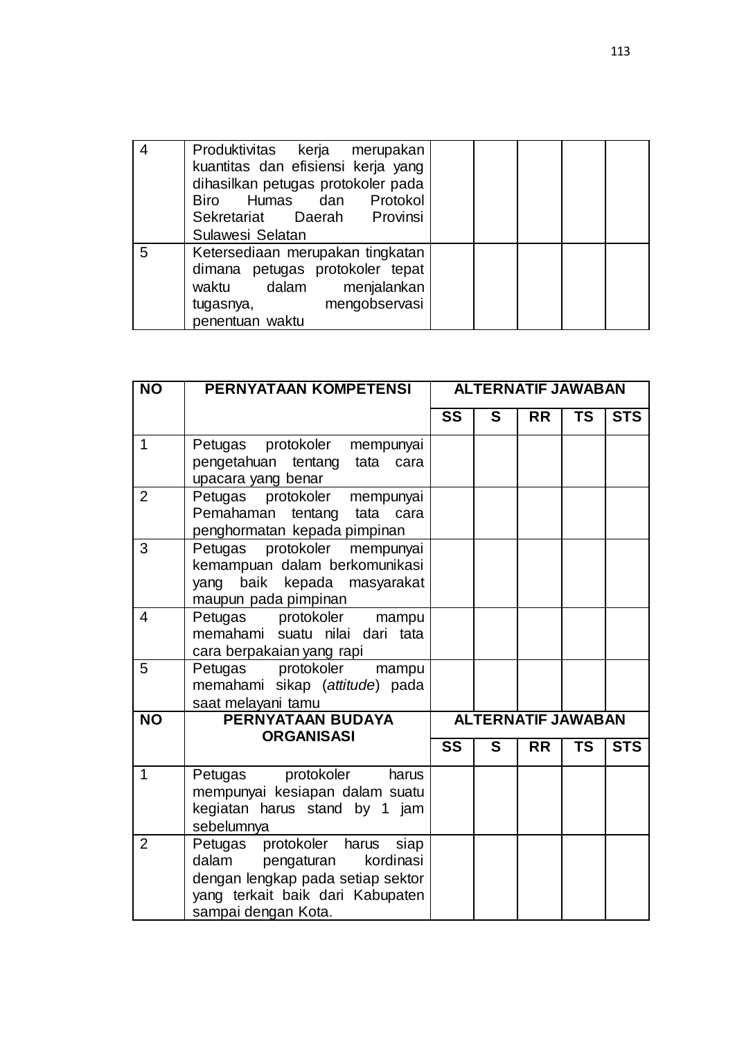| | | | | | | |
|---|---|---|---|---|---|---|
| 4 | Produktivitas kerja merupakan kuantitas dan efisiensi kerja yang dihasilkan petugas protokoler pada Biro Humas dan Protokol Sekretariat Daerah Provinsi Sulawesi Selatan | | | | | |
| 5 | Ketersediaan merupakan tingkatan dimana petugas protokoler tepat waktu dalam menjalankan tugasnya, mengobservasi penentuan waktu | | | | | |

| NO | PERNYATAAN KOMPETENSI | ALTERNATIF JAWABAN | | | | |
|---|---|---|---|---|---|---|
| | | SS | S | RR | TS | STS |
| 1 | Petugas protokoler mempunyai pengetahuan tentang tata cara upacara yang benar | | | | | |
| 2 | Petugas protokoler mempunyai Pemahaman tentang tata cara penghormatan kepada pimpinan | | | | | |
| 3 | Petugas protokoler mempunyai kemampuan dalam berkomunikasi yang baik kepada masyarakat maupun pada pimpinan | | | | | |
| 4 | Petugas protokoler mampu memahami suatu nilai dari tata cara berpakaian yang rapi | | | | | |
| 5 | Petugas protokoler mampu memahami sikap (*attitude*) pada saat melayani tamu | | | | | |
| **NO** | **PERNYATAAN BUDAYA ORGANISASI** | **ALTERNATIF JAWABAN** | | | | |
| | | **SS** | **S** | **RR** | **TS** | **STS** |
| 1 | Petugas protokoler harus mempunyai kesiapan dalam suatu kegiatan harus stand by 1 jam sebelumnya | | | | | |
| 2 | Petugas protokoler harus siap dalam pengaturan kordinasi dengan lengkap pada setiap sektor yang terkait baik dari Kabupaten sampai dengan Kota. | | | | | |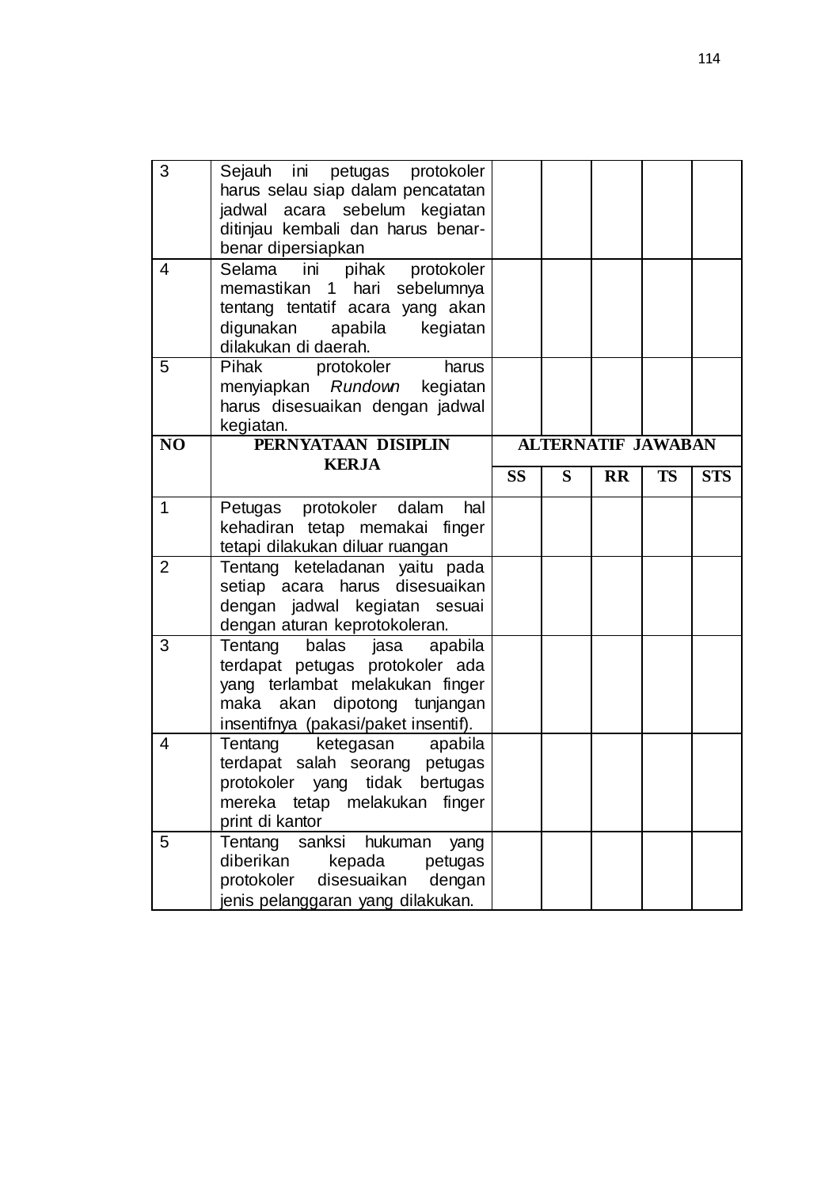| | | | | | | |
|---|---|---|---|---|---|---|
| 3 | Sejauh ini petugas protokoler harus selau siap dalam pencatatan jadwal acara sebelum kegiatan ditinjau kembali dan harus benar-benar dipersiapkan | | | | | |
| 4 | Selama ini pihak protokoler memastikan 1 hari sebelumnya tentang tentatif acara yang akan digunakan apabila kegiatan dilakukan di daerah. | | | | | |
| 5 | Pihak protokoler harus menyiapkan *Rundown* kegiatan harus disesuaikan dengan jadwal kegiatan. | | | | | |

| NO | PERNYATAAN DISIPLIN KERJA | ALTERNATIF JAWABAN | | | | |
|---|---|---|---|---|---|---|
| | | SS | S | RR | TS | STS |
| 1 | Petugas protokoler dalam hal kehadiran tetap memakai finger tetapi dilakukan diluar ruangan | | | | | |
| 2 | Tentang keteladanan yaitu pada setiap acara harus disesuaikan dengan jadwal kegiatan sesuai dengan aturan keprotokoleran. | | | | | |
| 3 | Tentang balas jasa apabila terdapat petugas protokoler ada yang terlambat melakukan finger maka akan dipotong tunjangan insentifnya (pakasi/paket insentif). | | | | | |
| 4 | Tentang ketegasan apabila terdapat salah seorang petugas protokoler yang tidak bertugas mereka tetap melakukan finger print di kantor | | | | | |
| 5 | Tentang sanksi hukuman yang diberikan kepada petugas protokoler disesuaikan dengan jenis pelanggaran yang dilakukan. | | | | | |